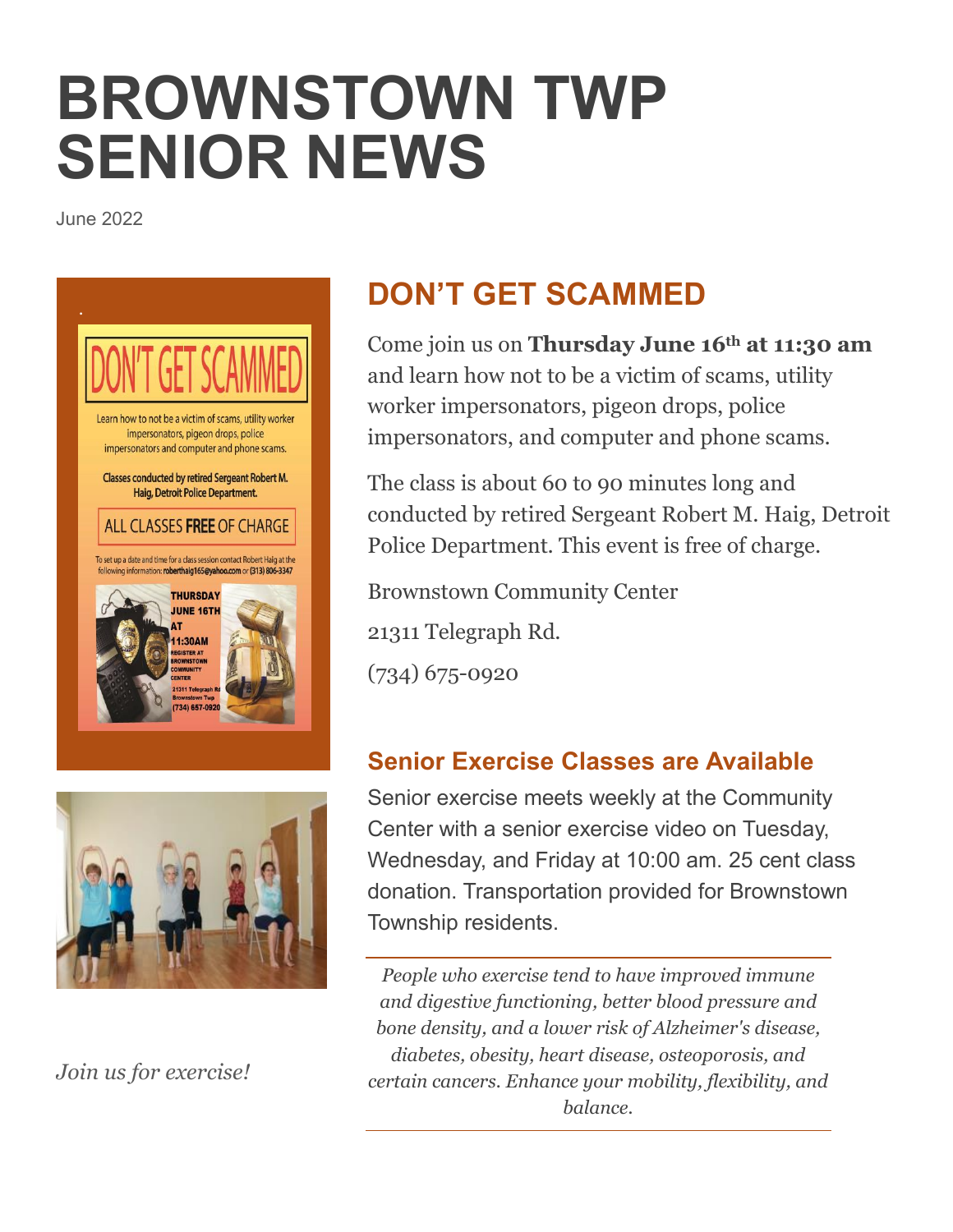# BROWNSTOWN TWP SENIOR NEWS

June 2022

## DON'T GET SCAMMED

Come join us on **Thursday June 16th at 11:30 am** and learn how not to be a victim of scams, utility worker impersonators, pigeon drops, police impersonators, and computer and phone scams.

The class is about 60 to 90 minutes long and conducted by retired Sergeant Robert M. Haig, Detroit Police Department. This event is free of charge.

Brownstown Community Center

21311 Telegraph Rd.

(734) 675-0920

### Senior Exercise Classes are Available

Senior exercise meets weekly at the Community Center with a senior exercise video on Tuesday, Wednesday, and Friday at 10:00 am. 25 cent class donation. Transportation provided for Brownstown Township residents.

*People who exercise tend to have improved immune and digestive functioning, better blood pressure and bone density, and a lower risk of Alzheimer's disease, diabetes, obesity, heart disease, osteoporosis, and certain cancers. Enhance your mobility, flexibility, and balance.*

*Join us for exercise!*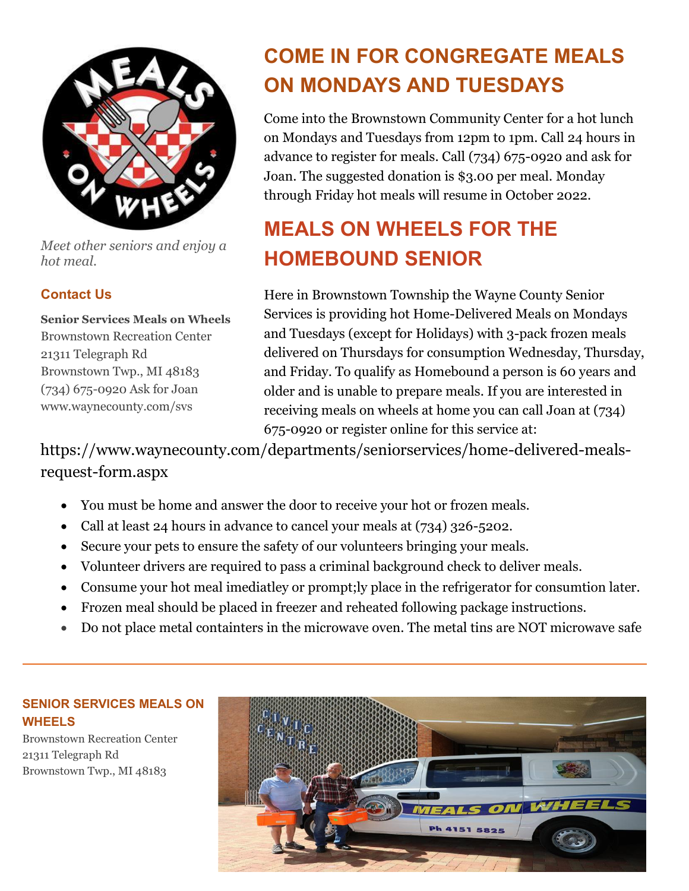*Meet other seniors and enjoy a hot meal.*

### Contact Us

**Senior Services Meals on Wheels**
Brownstown Recreation Center
21311 Telegraph Rd
Brownstown Twp., MI 48183
(734) 675-0920 Ask for Joan
www.waynecounty.com/svs

## COME IN FOR CONGREGATE MEALS ON MONDAYS AND TUESDAYS

Come into the Brownstown Community Center for a hot lunch on Mondays and Tuesdays from 12pm to 1pm. Call 24 hours in advance to register for meals. Call (734) 675-0920 and ask for Joan. The suggested donation is $3.00 per meal. Monday through Friday hot meals will resume in October 2022.

## MEALS ON WHEELS FOR THE HOMEBOUND SENIOR

Here in Brownstown Township the Wayne County Senior Services is providing hot Home-Delivered Meals on Mondays and Tuesdays (except for Holidays) with 3-pack frozen meals delivered on Thursdays for consumption Wednesday, Thursday, and Friday. To qualify as Homebound a person is 60 years and older and is unable to prepare meals. If you are interested in receiving meals on wheels at home you can call Joan at (734) 675-0920 or register online for this service at:

https://www.waynecounty.com/departments/seniorservices/home-delivered-meals-request-form.aspx

- You must be home and answer the door to receive your hot or frozen meals.
- Call at least 24 hours in advance to cancel your meals at (734) 326-5202.
- Secure your pets to ensure the safety of our volunteers bringing your meals.
- Volunteer drivers are required to pass a criminal background check to deliver meals.
- Consume your hot meal imediatley or prompt;ly place in the refrigerator for consumtion later.
- Frozen meal should be placed in freezer and reheated following package instructions.
- Do not place metal containters in the microwave oven. The metal tins are NOT microwave safe

---

### SENIOR SERVICES MEALS ON WHEELS

Brownstown Recreation Center
21311 Telegraph Rd
Brownstown Twp., MI 48183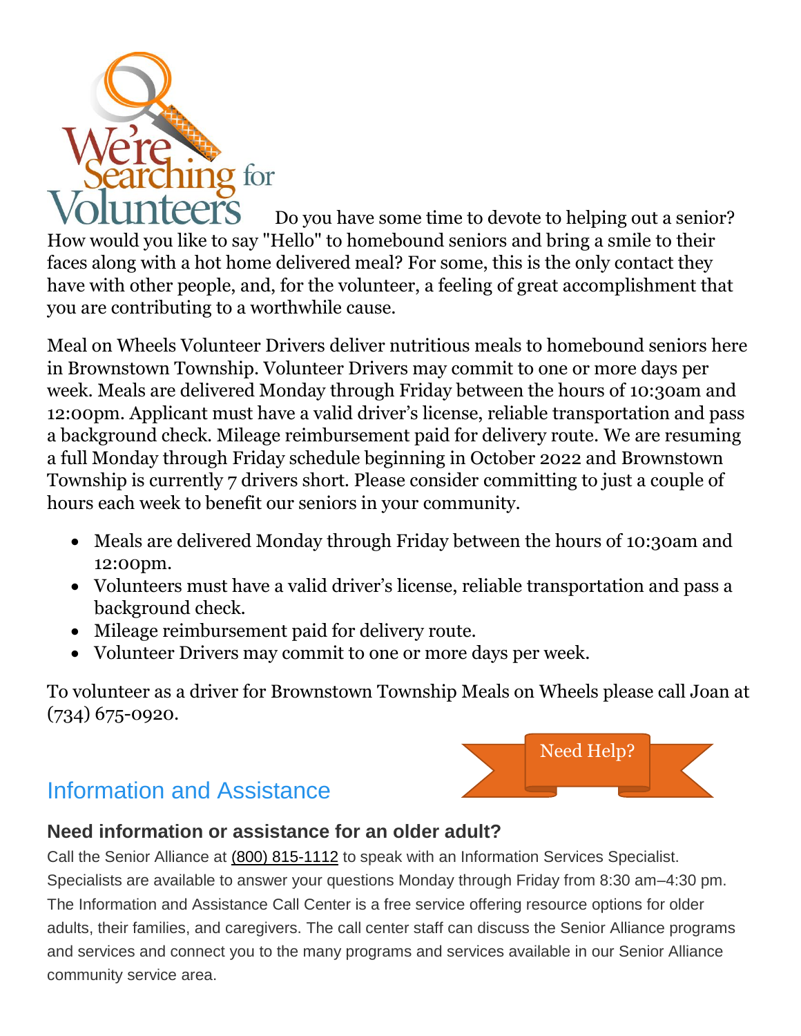# We're Searching for Volunteers

Do you have some time to devote to helping out a senior? How would you like to say "Hello" to homebound seniors and bring a smile to their faces along with a hot home delivered meal? For some, this is the only contact they have with other people, and, for the volunteer, a feeling of great accomplishment that you are contributing to a worthwhile cause.

Meal on Wheels Volunteer Drivers deliver nutritious meals to homebound seniors here in Brownstown Township. Volunteer Drivers may commit to one or more days per week. Meals are delivered Monday through Friday between the hours of 10:30am and 12:00pm. Applicant must have a valid driver's license, reliable transportation and pass a background check. Mileage reimbursement paid for delivery route. We are resuming a full Monday through Friday schedule beginning in October 2022 and Brownstown Township is currently 7 drivers short. Please consider committing to just a couple of hours each week to benefit our seniors in your community.

- Meals are delivered Monday through Friday between the hours of 10:30am and 12:00pm.
- Volunteers must have a valid driver's license, reliable transportation and pass a background check.
- Mileage reimbursement paid for delivery route.
- Volunteer Drivers may commit to one or more days per week.

To volunteer as a driver for Brownstown Township Meals on Wheels please call Joan at (734) 675-0920.

Need Help?

## Information and Assistance

### Need information or assistance for an older adult?

Call the Senior Alliance at (800) 815-1112 to speak with an Information Services Specialist. Specialists are available to answer your questions Monday through Friday from 8:30 am–4:30 pm. The Information and Assistance Call Center is a free service offering resource options for older adults, their families, and caregivers. The call center staff can discuss the Senior Alliance programs and services and connect you to the many programs and services available in our Senior Alliance community service area.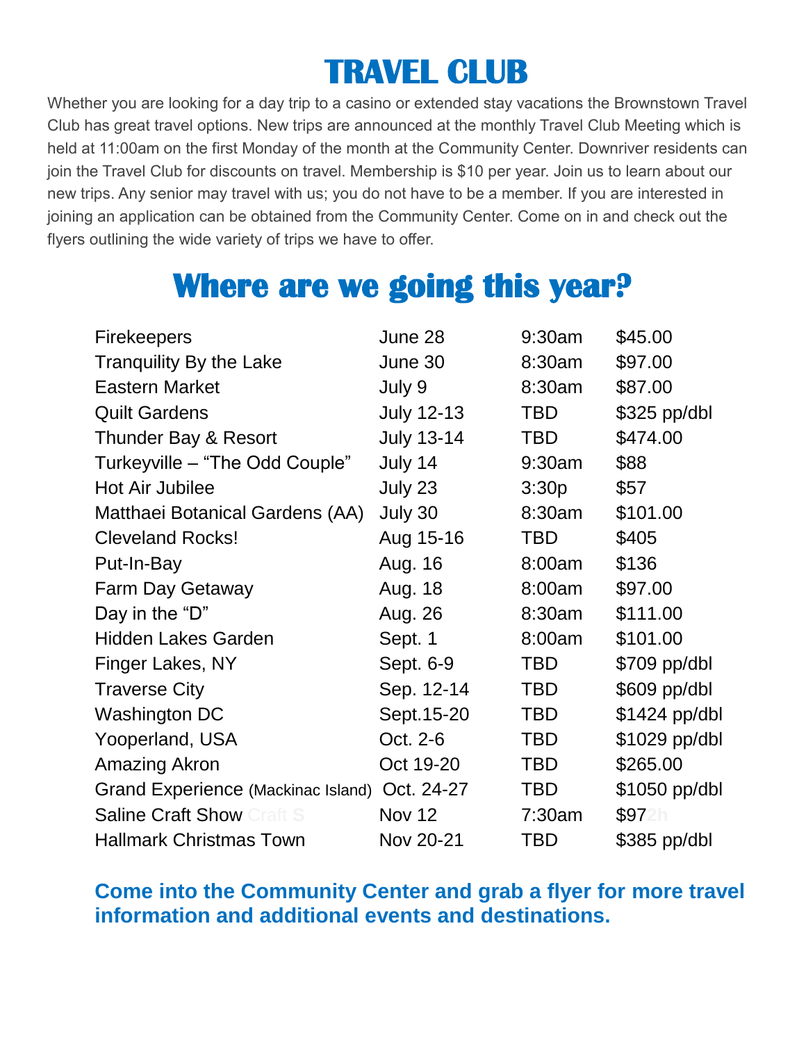# TRAVEL CLUB

Whether you are looking for a day trip to a casino or extended stay vacations the Brownstown Travel Club has great travel options. New trips are announced at the monthly Travel Club Meeting which is held at 11:00am on the first Monday of the month at the Community Center. Downriver residents can join the Travel Club for discounts on travel. Membership is $10 per year. Join us to learn about our new trips. Any senior may travel with us; you do not have to be a member. If you are interested in joining an application can be obtained from the Community Center. Come on in and check out the flyers outlining the wide variety of trips we have to offer.

## Where are we going this year?

| | | | |
|---|---|---|---|
| Firekeepers | June 28 | 9:30am | $45.00 |
| Tranquility By the Lake | June 30 | 8:30am | $97.00 |
| Eastern Market | July 9 | 8:30am | $87.00 |
| Quilt Gardens | July 12-13 | TBD | $325 pp/dbl |
| Thunder Bay & Resort | July 13-14 | TBD | $474.00 |
| Turkeyville – "The Odd Couple" | July 14 | 9:30am | $88 |
| Hot Air Jubilee | July 23 | 3:30p | $57 |
| Matthaei Botanical Gardens (AA) | July 30 | 8:30am | $101.00 |
| Cleveland Rocks! | Aug 15-16 | TBD | $405 |
| Put-In-Bay | Aug. 16 | 8:00am | $136 |
| Farm Day Getaway | Aug. 18 | 8:00am | $97.00 |
| Day in the "D" | Aug. 26 | 8:30am | $111.00 |
| Hidden Lakes Garden | Sept. 1 | 8:00am | $101.00 |
| Finger Lakes, NY | Sept. 6-9 | TBD | $709 pp/dbl |
| Traverse City | Sep. 12-14 | TBD | $609 pp/dbl |
| Washington DC | Sept.15-20 | TBD | $1424 pp/dbl |
| Yooperland, USA | Oct. 2-6 | TBD | $1029 pp/dbl |
| Amazing Akron | Oct 19-20 | TBD | $265.00 |
| Grand Experience (Mackinac Island) | Oct. 24-27 | TBD | $1050 pp/dbl |
| Saline Craft Show | Nov 12 | 7:30am | $97 |
| Hallmark Christmas Town | Nov 20-21 | TBD | $385 pp/dbl |

**Come into the Community Center and grab a flyer for more travel information and additional events and destinations.**